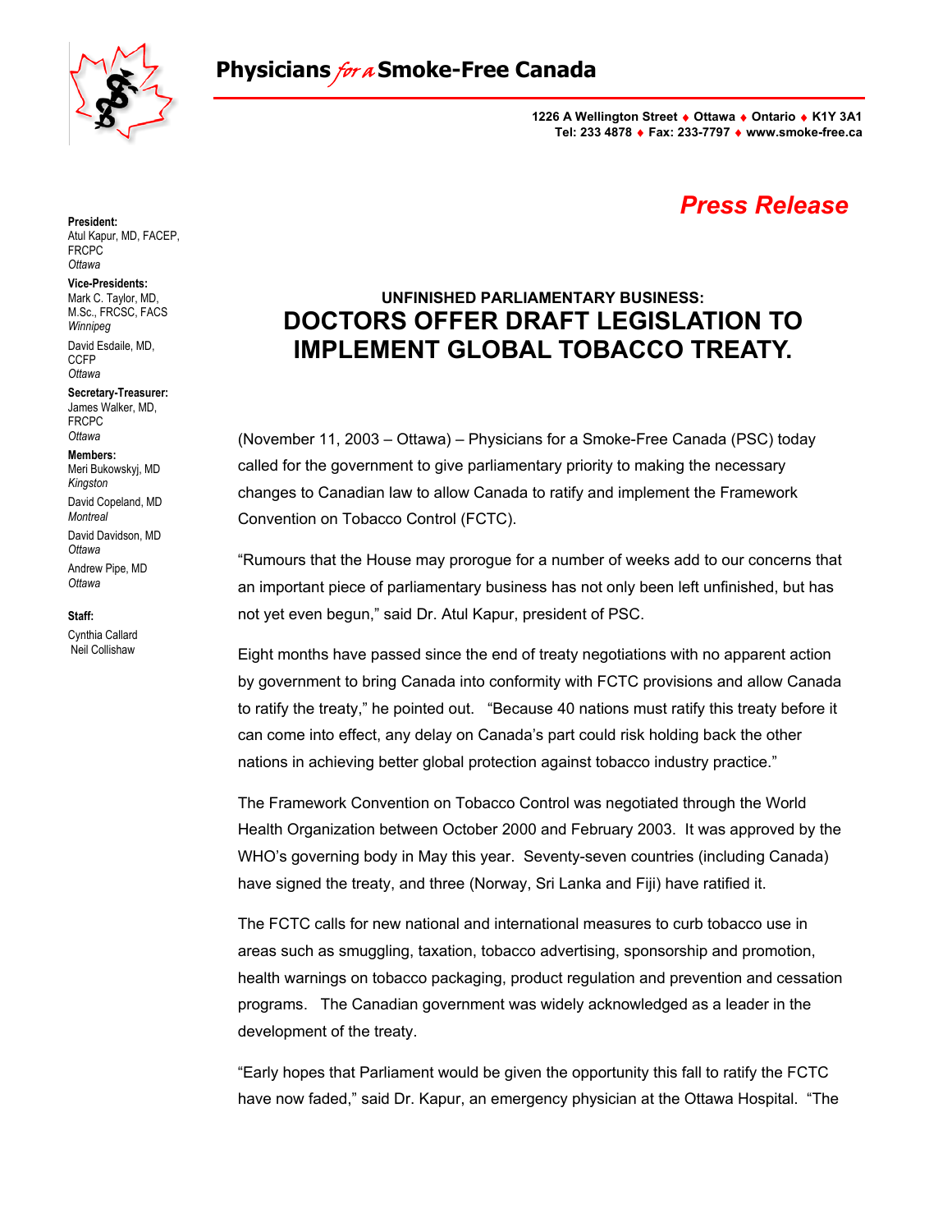# Physicians *for a* Smoke-Free Canada

**1226 A Wellington Street ♦ Ottawa ♦ Ontario ♦ K1Y 3A1**
**Tel: 233 4878 ♦ Fax: 233-7797 ♦ www.smoke-free.ca**

**President:**
Atul Kapur, MD, FACEP, FRCPC
*Ottawa*

**Vice-Presidents:**
Mark C. Taylor, MD, M.Sc., FRCSC, FACS
*Winnipeg*

David Esdaile, MD, CCFP
*Ottawa*

**Secretary-Treasurer:**
James Walker, MD, FRCPC
*Ottawa*

**Members:**
Meri Bukowskyj, MD
*Kingston*

David Copeland, MD
*Montreal*

David Davidson, MD
*Ottawa*

Andrew Pipe, MD
*Ottawa*

**Staff:**
Cynthia Callard
Neil Collishaw

***Press Release***

### UNFINISHED PARLIAMENTARY BUSINESS:

## DOCTORS OFFER DRAFT LEGISLATION TO IMPLEMENT GLOBAL TOBACCO TREATY.

(November 11, 2003 – Ottawa) – Physicians for a Smoke-Free Canada (PSC) today called for the government to give parliamentary priority to making the necessary changes to Canadian law to allow Canada to ratify and implement the Framework Convention on Tobacco Control (FCTC).

"Rumours that the House may prorogue for a number of weeks add to our concerns that an important piece of parliamentary business has not only been left unfinished, but has not yet even begun," said Dr. Atul Kapur, president of PSC.

Eight months have passed since the end of treaty negotiations with no apparent action by government to bring Canada into conformity with FCTC provisions and allow Canada to ratify the treaty," he pointed out. "Because 40 nations must ratify this treaty before it can come into effect, any delay on Canada's part could risk holding back the other nations in achieving better global protection against tobacco industry practice."

The Framework Convention on Tobacco Control was negotiated through the World Health Organization between October 2000 and February 2003. It was approved by the WHO's governing body in May this year. Seventy-seven countries (including Canada) have signed the treaty, and three (Norway, Sri Lanka and Fiji) have ratified it.

The FCTC calls for new national and international measures to curb tobacco use in areas such as smuggling, taxation, tobacco advertising, sponsorship and promotion, health warnings on tobacco packaging, product regulation and prevention and cessation programs. The Canadian government was widely acknowledged as a leader in the development of the treaty.

"Early hopes that Parliament would be given the opportunity this fall to ratify the FCTC have now faded," said Dr. Kapur, an emergency physician at the Ottawa Hospital. "The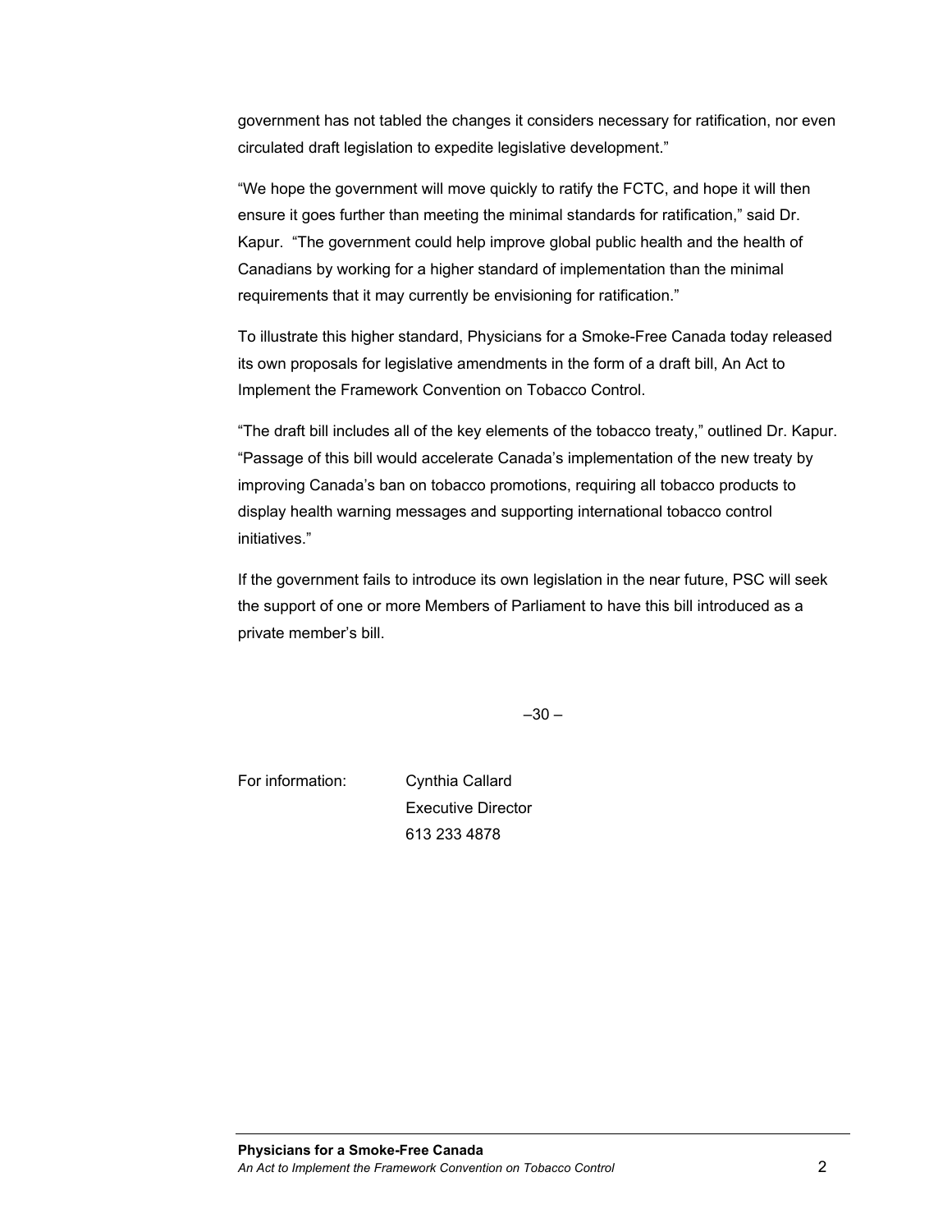government has not tabled the changes it considers necessary for ratification, nor even circulated draft legislation to expedite legislative development."

"We hope the government will move quickly to ratify the FCTC, and hope it will then ensure it goes further than meeting the minimal standards for ratification," said Dr. Kapur. "The government could help improve global public health and the health of Canadians by working for a higher standard of implementation than the minimal requirements that it may currently be envisioning for ratification."

To illustrate this higher standard, Physicians for a Smoke-Free Canada today released its own proposals for legislative amendments in the form of a draft bill, An Act to Implement the Framework Convention on Tobacco Control.

"The draft bill includes all of the key elements of the tobacco treaty," outlined Dr. Kapur. "Passage of this bill would accelerate Canada's implementation of the new treaty by improving Canada's ban on tobacco promotions, requiring all tobacco products to display health warning messages and supporting international tobacco control initiatives."

If the government fails to introduce its own legislation in the near future, PSC will seek the support of one or more Members of Parliament to have this bill introduced as a private member's bill.

–30 –

For information: Cynthia Callard
Executive Director
613 233 4878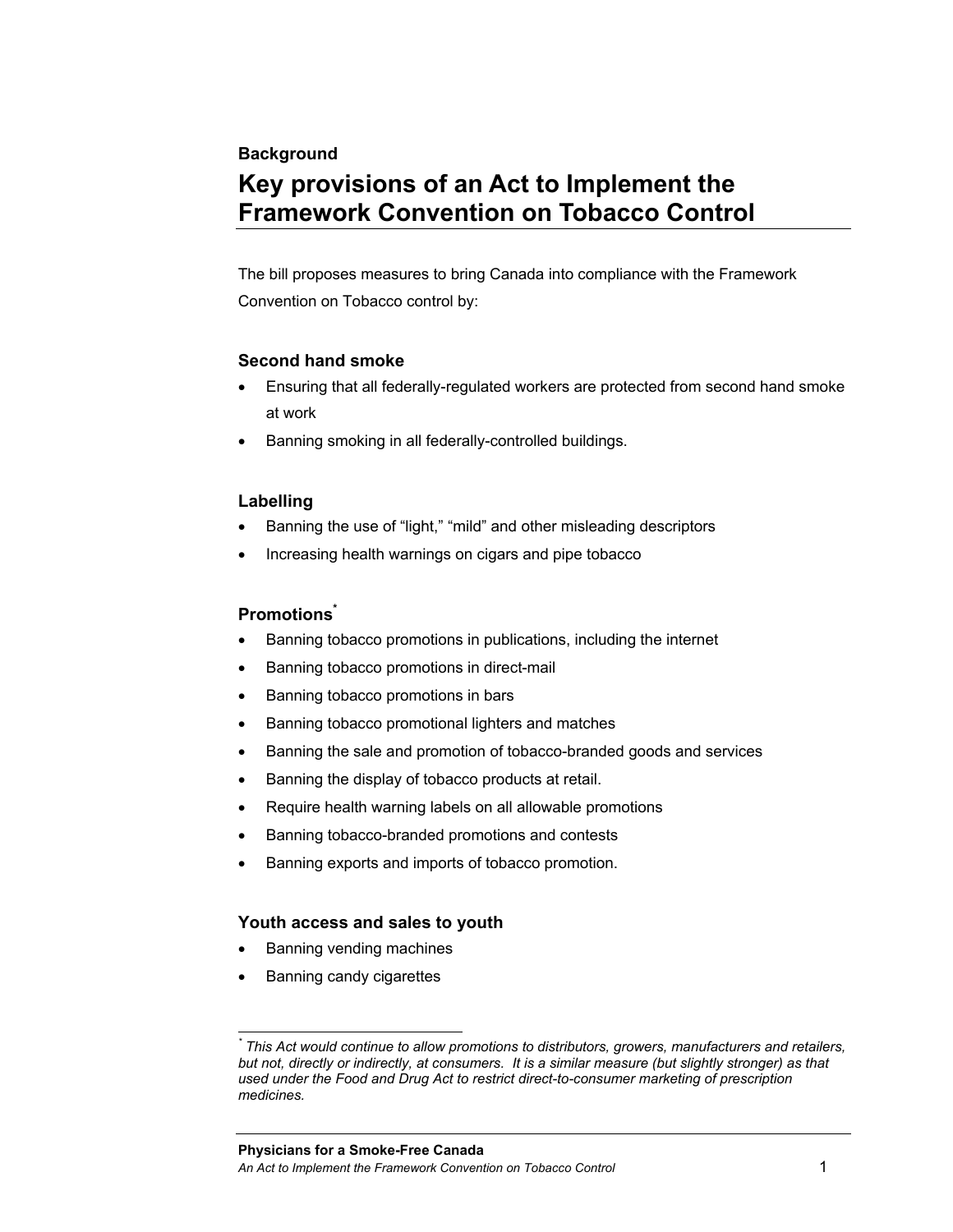**Background**

# Key provisions of an Act to Implement the Framework Convention on Tobacco Control

The bill proposes measures to bring Canada into compliance with the Framework Convention on Tobacco control by:

### Second hand smoke

- Ensuring that all federally-regulated workers are protected from second hand smoke at work
- Banning smoking in all federally-controlled buildings.

### Labelling

- Banning the use of “light,” “mild” and other misleading descriptors
- Increasing health warnings on cigars and pipe tobacco

### Promotions*

- Banning tobacco promotions in publications, including the internet
- Banning tobacco promotions in direct-mail
- Banning tobacco promotions in bars
- Banning tobacco promotional lighters and matches
- Banning the sale and promotion of tobacco-branded goods and services
- Banning the display of tobacco products at retail.
- Require health warning labels on all allowable promotions
- Banning tobacco-branded promotions and contests
- Banning exports and imports of tobacco promotion.

### Youth access and sales to youth

- Banning vending machines
- Banning candy cigarettes

---

* *This Act would continue to allow promotions to distributors, growers, manufacturers and retailers, but not, directly or indirectly, at consumers. It is a similar measure (but slightly stronger) as that used under the Food and Drug Act to restrict direct-to-consumer marketing of prescription medicines.*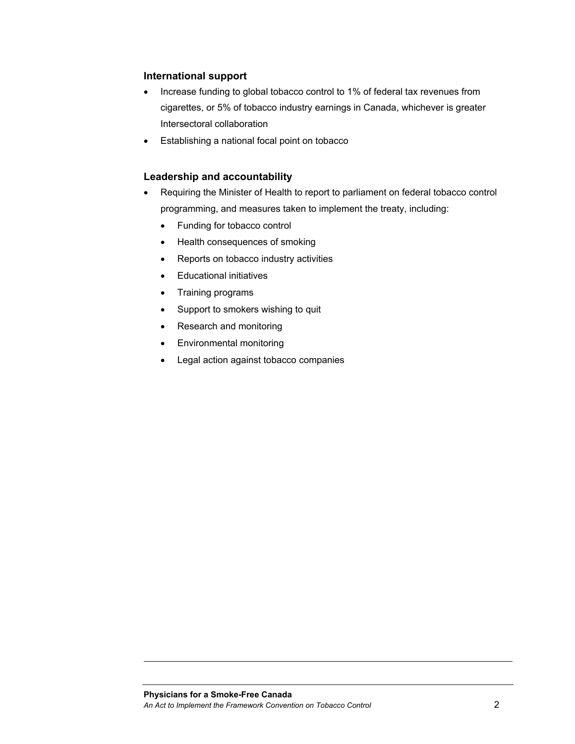### International support

- Increase funding to global tobacco control to 1% of federal tax revenues from cigarettes, or 5% of tobacco industry earnings in Canada, whichever is greater Intersectoral collaboration
- Establishing a national focal point on tobacco

### Leadership and accountability

- Requiring the Minister of Health to report to parliament on federal tobacco control programming, and measures taken to implement the treaty, including:
  - Funding for tobacco control
  - Health consequences of smoking
  - Reports on tobacco industry activities
  - Educational initiatives
  - Training programs
  - Support to smokers wishing to quit
  - Research and monitoring
  - Environmental monitoring
  - Legal action against tobacco companies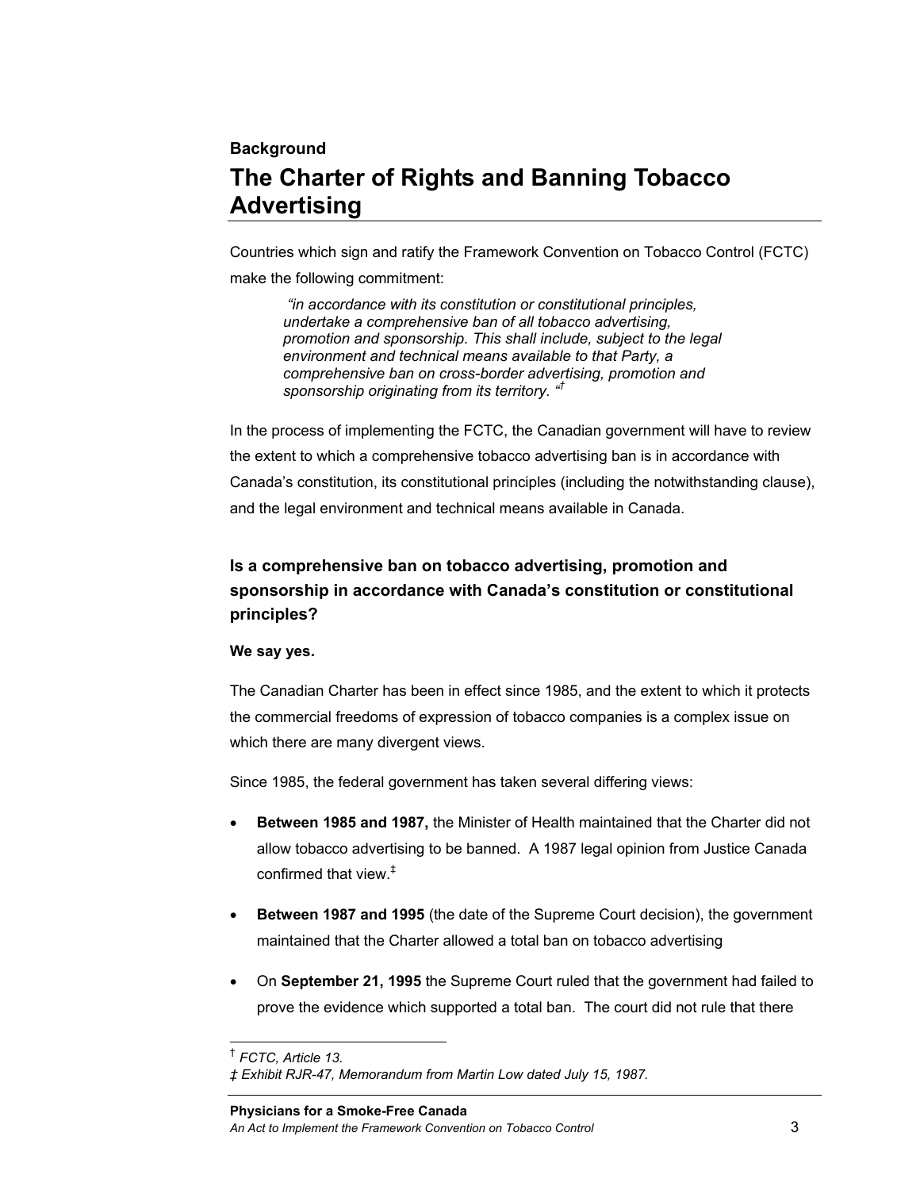**Background**

# The Charter of Rights and Banning Tobacco Advertising

Countries which sign and ratify the Framework Convention on Tobacco Control (FCTC) make the following commitment:

> *"in accordance with its constitution or constitutional principles, undertake a comprehensive ban of all tobacco advertising, promotion and sponsorship. This shall include, subject to the legal environment and technical means available to that Party, a comprehensive ban on cross-border advertising, promotion and sponsorship originating from its territory. "*[†]

In the process of implementing the FCTC, the Canadian government will have to review the extent to which a comprehensive tobacco advertising ban is in accordance with Canada's constitution, its constitutional principles (including the notwithstanding clause), and the legal environment and technical means available in Canada.

### Is a comprehensive ban on tobacco advertising, promotion and sponsorship in accordance with Canada's constitution or constitutional principles?

**We say yes.**

The Canadian Charter has been in effect since 1985, and the extent to which it protects the commercial freedoms of expression of tobacco companies is a complex issue on which there are many divergent views.

Since 1985, the federal government has taken several differing views:

- **Between 1985 and 1987,** the Minister of Health maintained that the Charter did not allow tobacco advertising to be banned. A 1987 legal opinion from Justice Canada confirmed that view.[‡]
- **Between 1987 and 1995** (the date of the Supreme Court decision), the government maintained that the Charter allowed a total ban on tobacco advertising
- On **September 21, 1995** the Supreme Court ruled that the government had failed to prove the evidence which supported a total ban. The court did not rule that there

---

[†] *FCTC, Article 13.*

[‡] *Exhibit RJR-47, Memorandum from Martin Low dated July 15, 1987.*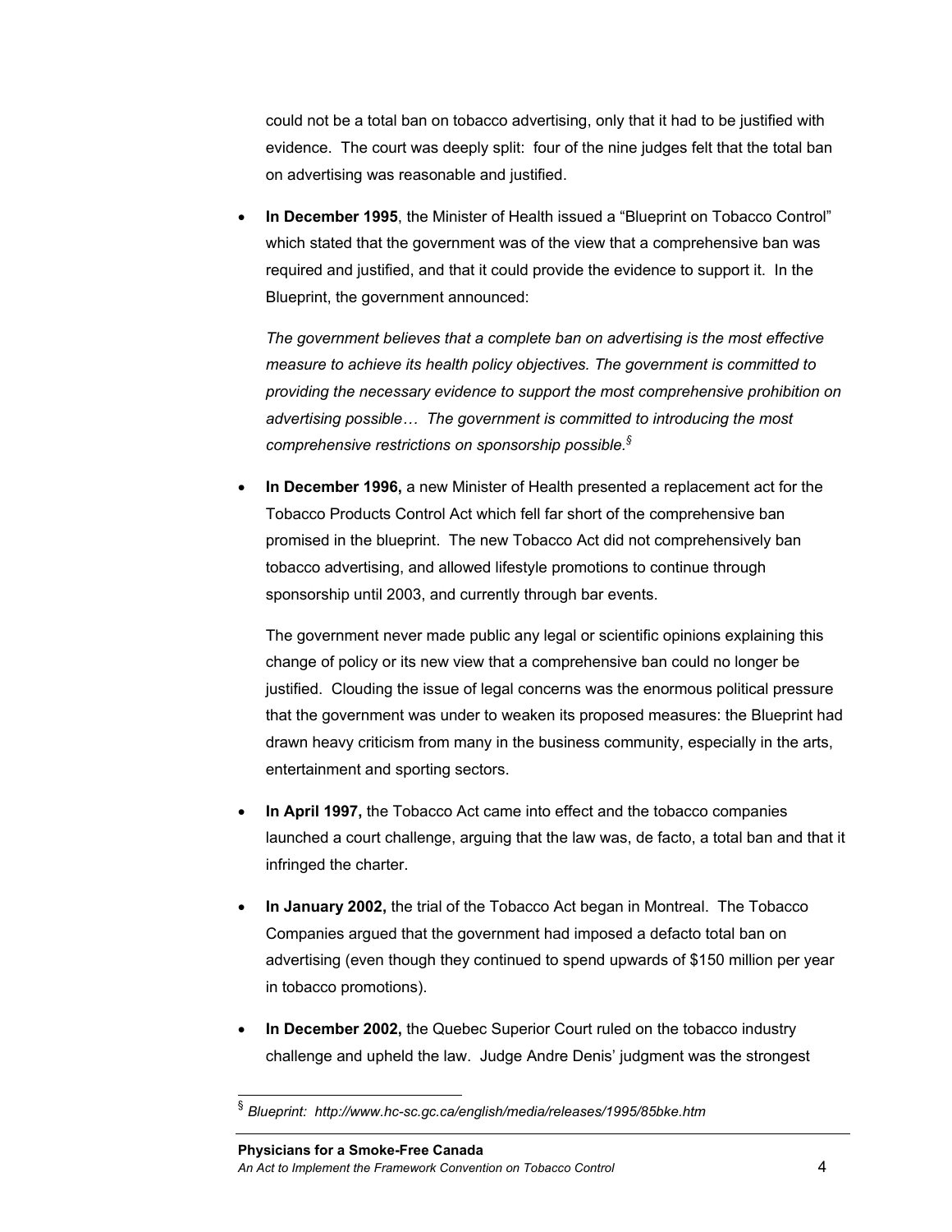could not be a total ban on tobacco advertising, only that it had to be justified with evidence. The court was deeply split: four of the nine judges felt that the total ban on advertising was reasonable and justified.

- **In December 1995**, the Minister of Health issued a "Blueprint on Tobacco Control" which stated that the government was of the view that a comprehensive ban was required and justified, and that it could provide the evidence to support it. In the Blueprint, the government announced:

  *The government believes that a complete ban on advertising is the most effective measure to achieve its health policy objectives. The government is committed to providing the necessary evidence to support the most comprehensive prohibition on advertising possible… The government is committed to introducing the most comprehensive restrictions on sponsorship possible.*[§]

- **In December 1996,** a new Minister of Health presented a replacement act for the Tobacco Products Control Act which fell far short of the comprehensive ban promised in the blueprint. The new Tobacco Act did not comprehensively ban tobacco advertising, and allowed lifestyle promotions to continue through sponsorship until 2003, and currently through bar events.

  The government never made public any legal or scientific opinions explaining this change of policy or its new view that a comprehensive ban could no longer be justified. Clouding the issue of legal concerns was the enormous political pressure that the government was under to weaken its proposed measures: the Blueprint had drawn heavy criticism from many in the business community, especially in the arts, entertainment and sporting sectors.

- **In April 1997,** the Tobacco Act came into effect and the tobacco companies launched a court challenge, arguing that the law was, de facto, a total ban and that it infringed the charter.

- **In January 2002,** the trial of the Tobacco Act began in Montreal. The Tobacco Companies argued that the government had imposed a defacto total ban on advertising (even though they continued to spend upwards of $150 million per year in tobacco promotions).

- **In December 2002,** the Quebec Superior Court ruled on the tobacco industry challenge and upheld the law. Judge Andre Denis' judgment was the strongest

---

[§] *Blueprint: http://www.hc-sc.gc.ca/english/media/releases/1995/85bke.htm*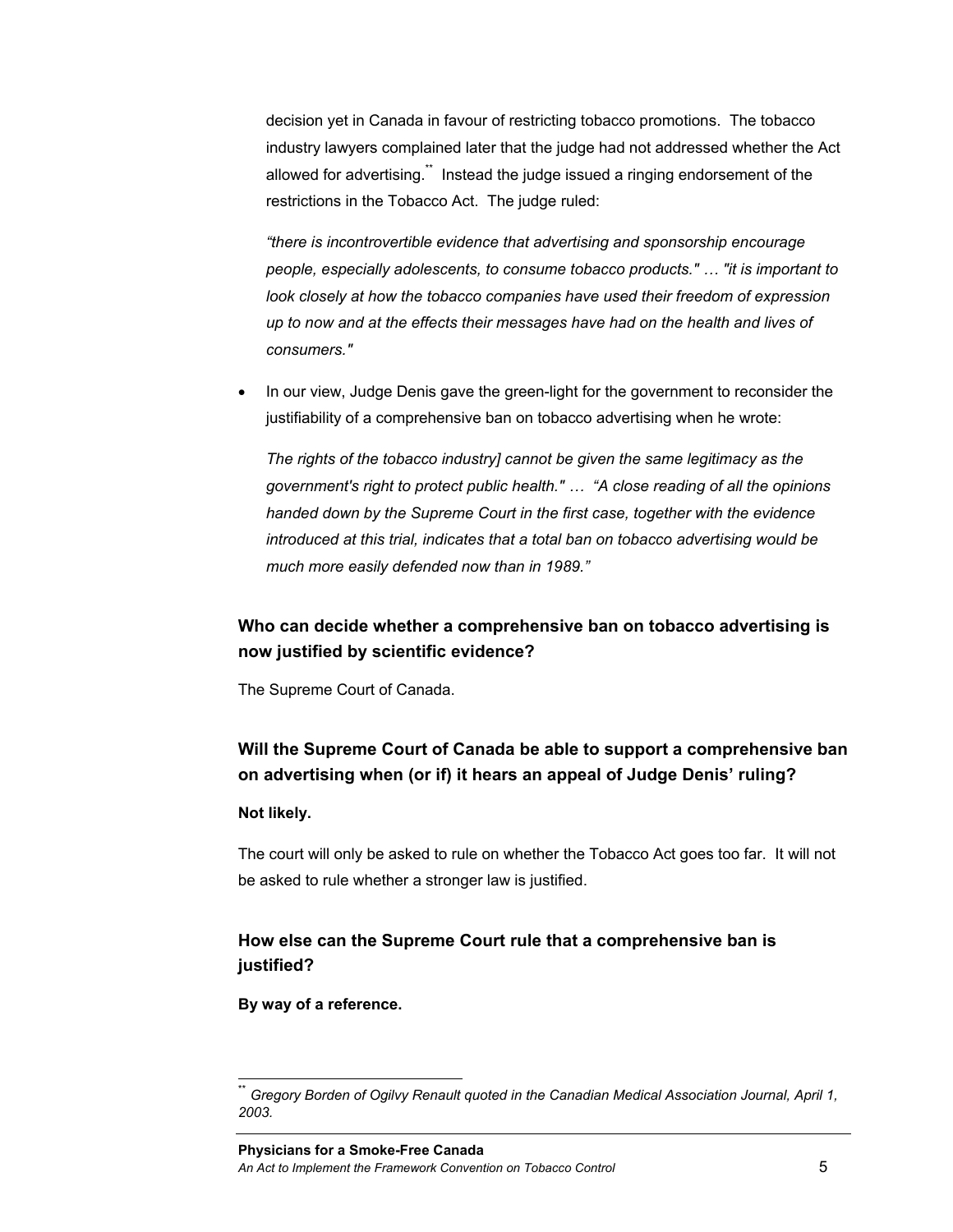decision yet in Canada in favour of restricting tobacco promotions. The tobacco industry lawyers complained later that the judge had not addressed whether the Act allowed for advertising.[**] Instead the judge issued a ringing endorsement of the restrictions in the Tobacco Act. The judge ruled:

*"there is incontrovertible evidence that advertising and sponsorship encourage people, especially adolescents, to consume tobacco products." … "it is important to look closely at how the tobacco companies have used their freedom of expression up to now and at the effects their messages have had on the health and lives of consumers."*

- In our view, Judge Denis gave the green-light for the government to reconsider the justifiability of a comprehensive ban on tobacco advertising when he wrote:

  *The rights of the tobacco industry] cannot be given the same legitimacy as the government's right to protect public health." … "A close reading of all the opinions handed down by the Supreme Court in the first case, together with the evidence introduced at this trial, indicates that a total ban on tobacco advertising would be much more easily defended now than in 1989."*

### Who can decide whether a comprehensive ban on tobacco advertising is now justified by scientific evidence?

The Supreme Court of Canada.

### Will the Supreme Court of Canada be able to support a comprehensive ban on advertising when (or if) it hears an appeal of Judge Denis' ruling?

**Not likely.**

The court will only be asked to rule on whether the Tobacco Act goes too far. It will not be asked to rule whether a stronger law is justified.

### How else can the Supreme Court rule that a comprehensive ban is justified?

**By way of a reference.**

---

[**] *Gregory Borden of Ogilvy Renault quoted in the Canadian Medical Association Journal, April 1, 2003.*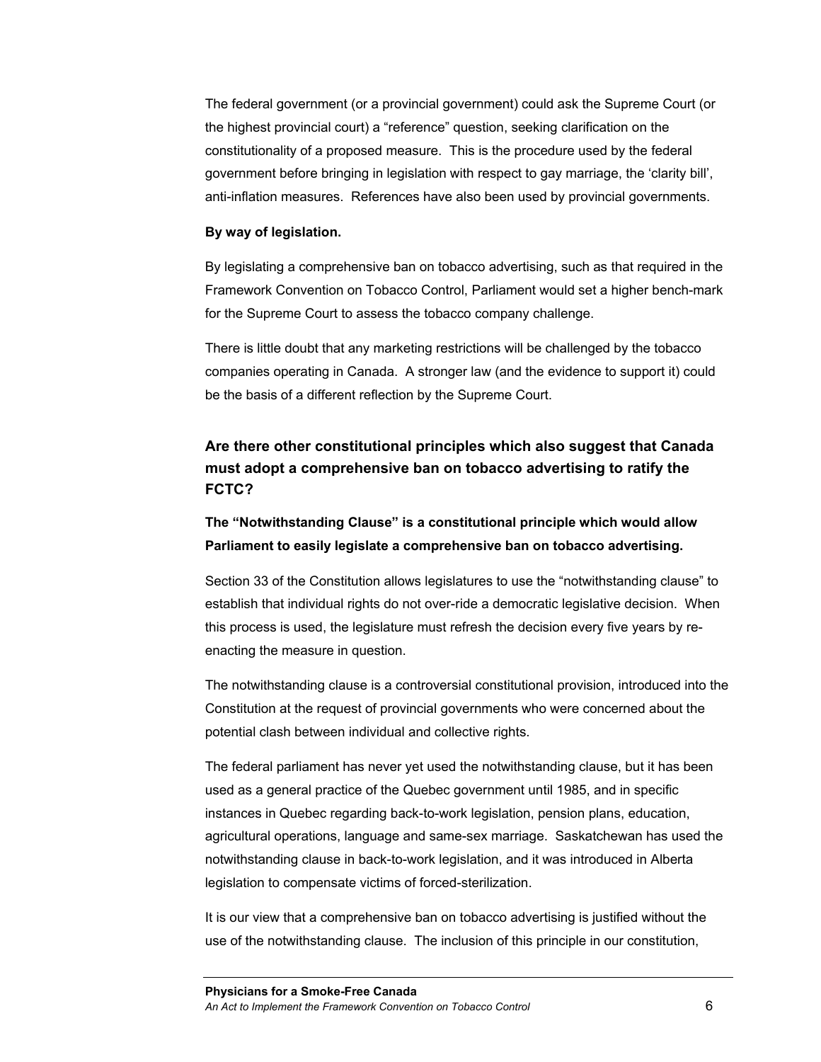The federal government (or a provincial government) could ask the Supreme Court (or the highest provincial court) a "reference" question, seeking clarification on the constitutionality of a proposed measure. This is the procedure used by the federal government before bringing in legislation with respect to gay marriage, the 'clarity bill', anti-inflation measures. References have also been used by provincial governments.

**By way of legislation.**

By legislating a comprehensive ban on tobacco advertising, such as that required in the Framework Convention on Tobacco Control, Parliament would set a higher bench-mark for the Supreme Court to assess the tobacco company challenge.

There is little doubt that any marketing restrictions will be challenged by the tobacco companies operating in Canada. A stronger law (and the evidence to support it) could be the basis of a different reflection by the Supreme Court.

## Are there other constitutional principles which also suggest that Canada must adopt a comprehensive ban on tobacco advertising to ratify the FCTC?

### The "Notwithstanding Clause" is a constitutional principle which would allow Parliament to easily legislate a comprehensive ban on tobacco advertising.

Section 33 of the Constitution allows legislatures to use the "notwithstanding clause" to establish that individual rights do not over-ride a democratic legislative decision. When this process is used, the legislature must refresh the decision every five years by re-enacting the measure in question.

The notwithstanding clause is a controversial constitutional provision, introduced into the Constitution at the request of provincial governments who were concerned about the potential clash between individual and collective rights.

The federal parliament has never yet used the notwithstanding clause, but it has been used as a general practice of the Quebec government until 1985, and in specific instances in Quebec regarding back-to-work legislation, pension plans, education, agricultural operations, language and same-sex marriage. Saskatchewan has used the notwithstanding clause in back-to-work legislation, and it was introduced in Alberta legislation to compensate victims of forced-sterilization.

It is our view that a comprehensive ban on tobacco advertising is justified without the use of the notwithstanding clause. The inclusion of this principle in our constitution,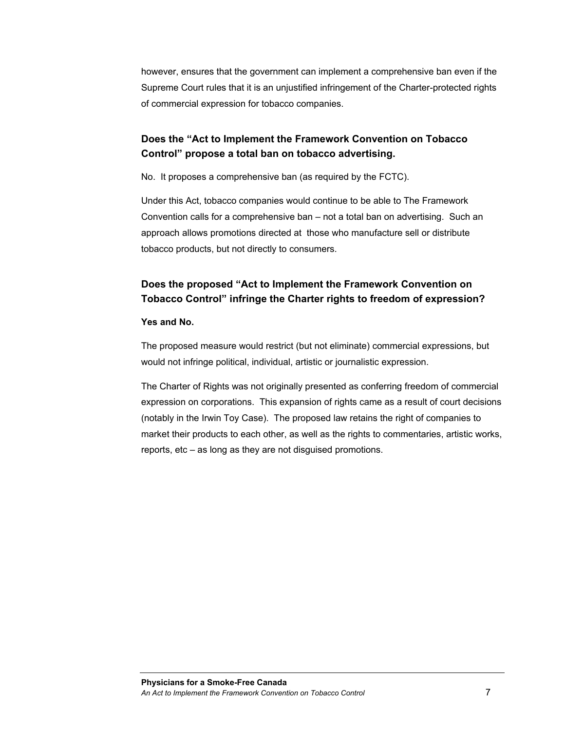however, ensures that the government can implement a comprehensive ban even if the Supreme Court rules that it is an unjustified infringement of the Charter-protected rights of commercial expression for tobacco companies.

### Does the "Act to Implement the Framework Convention on Tobacco Control" propose a total ban on tobacco advertising.

No. It proposes a comprehensive ban (as required by the FCTC).

Under this Act, tobacco companies would continue to be able to The Framework Convention calls for a comprehensive ban – not a total ban on advertising. Such an approach allows promotions directed at those who manufacture sell or distribute tobacco products, but not directly to consumers.

### Does the proposed "Act to Implement the Framework Convention on Tobacco Control" infringe the Charter rights to freedom of expression?

**Yes and No.**

The proposed measure would restrict (but not eliminate) commercial expressions, but would not infringe political, individual, artistic or journalistic expression.

The Charter of Rights was not originally presented as conferring freedom of commercial expression on corporations. This expansion of rights came as a result of court decisions (notably in the Irwin Toy Case). The proposed law retains the right of companies to market their products to each other, as well as the rights to commentaries, artistic works, reports, etc – as long as they are not disguised promotions.